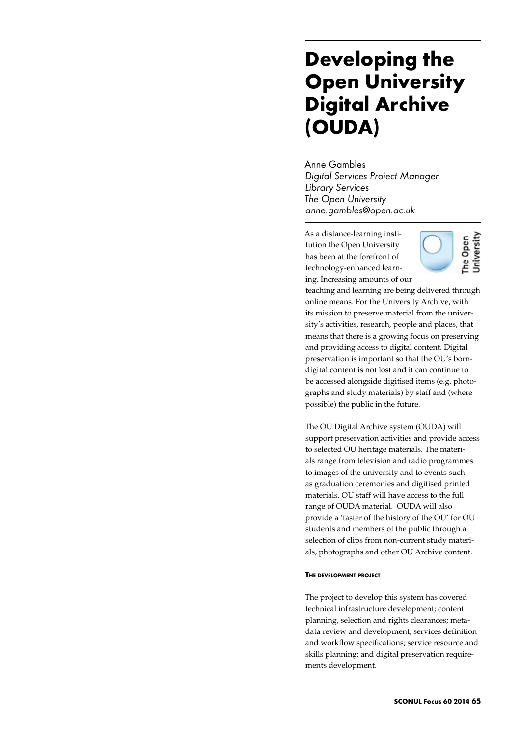# Developing the Open University Digital Archive (OUDA)

Anne Gambles
*Digital Services Project Manager*
*Library Services*
*The Open University*
*anne.gambles@open.ac.uk*

As a distance-learning institution the Open University has been at the forefront of technology-enhanced learning. Increasing amounts of our teaching and learning are being delivered through online means. For the University Archive, with its mission to preserve material from the university's activities, research, people and places, that means that there is a growing focus on preserving and providing access to digital content. Digital preservation is important so that the OU's born-digital content is not lost and it can continue to be accessed alongside digitised items (e.g. photographs and study materials) by staff and (where possible) the public in the future.

The OU Digital Archive system (OUDA) will support preservation activities and provide access to selected OU heritage materials. The materials range from television and radio programmes to images of the university and to events such as graduation ceremonies and digitised printed materials. OU staff will have access to the full range of OUDA material. OUDA will also provide a 'taster of the history of the OU' for OU students and members of the public through a selection of clips from non-current study materials, photographs and other OU Archive content.

#### The development project

The project to develop this system has covered technical infrastructure development; content planning, selection and rights clearances; metadata review and development; services definition and workflow specifications; service resource and skills planning; and digital preservation requirements development.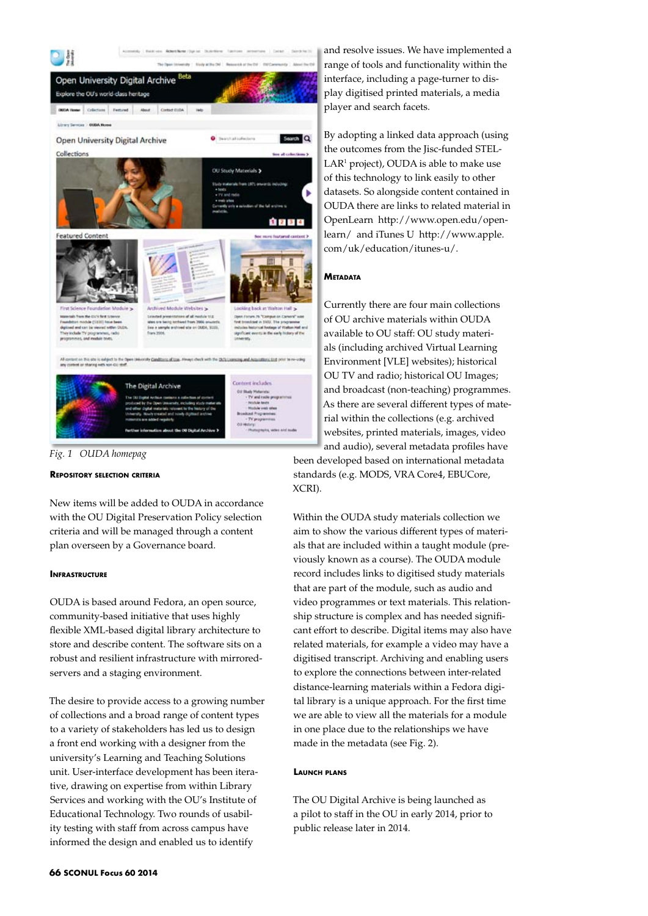Fig. 1 OUDA homepag

### Repository selection criteria

New items will be added to OUDA in accordance with the OU Digital Preservation Policy selection criteria and will be managed through a content plan overseen by a Governance board.

### Infrastructure

OUDA is based around Fedora, an open source, community-based initiative that uses highly flexible XML-based digital library architecture to store and describe content. The software sits on a robust and resilient infrastructure with mirrored-servers and a staging environment.

The desire to provide access to a growing number of collections and a broad range of content types to a variety of stakeholders has led us to design a front end working with a designer from the university's Learning and Teaching Solutions unit. User-interface development has been iterative, drawing on expertise from within Library Services and working with the OU's Institute of Educational Technology. Two rounds of usability testing with staff from across campus have informed the design and enabled us to identify and resolve issues. We have implemented a range of tools and functionality within the interface, including a page-turner to display digitised printed materials, a media player and search facets.

By adopting a linked data approach (using the outcomes from the Jisc-funded STELLAR[1] project), OUDA is able to make use of this technology to link easily to other datasets. So alongside content contained in OUDA there are links to related material in OpenLearn http://www.open.edu/openlearn/ and iTunes U http://www.apple.com/uk/education/itunes-u/.

### Metadata

Currently there are four main collections of OU archive materials within OUDA available to OU staff: OU study materials (including archived Virtual Learning Environment [VLE] websites); historical OU TV and radio; historical OU Images; and broadcast (non-teaching) programmes. As there are several different types of material within the collections (e.g. archived websites, printed materials, images, video and audio), several metadata profiles have been developed based on international metadata standards (e.g. MODS, VRA Core4, EBUCore, XCRI).

Within the OUDA study materials collection we aim to show the various different types of materials that are included within a taught module (previously known as a course). The OUDA module record includes links to digitised study materials that are part of the module, such as audio and video programmes or text materials. This relationship structure is complex and has needed significant effort to describe. Digital items may also have related materials, for example a video may have a digitised transcript. Archiving and enabling users to explore the connections between inter-related distance-learning materials within a Fedora digital library is a unique approach. For the first time we are able to view all the materials for a module in one place due to the relationships we have made in the metadata (see Fig. 2).

### Launch plans

The OU Digital Archive is being launched as a pilot to staff in the OU in early 2014, prior to public release later in 2014.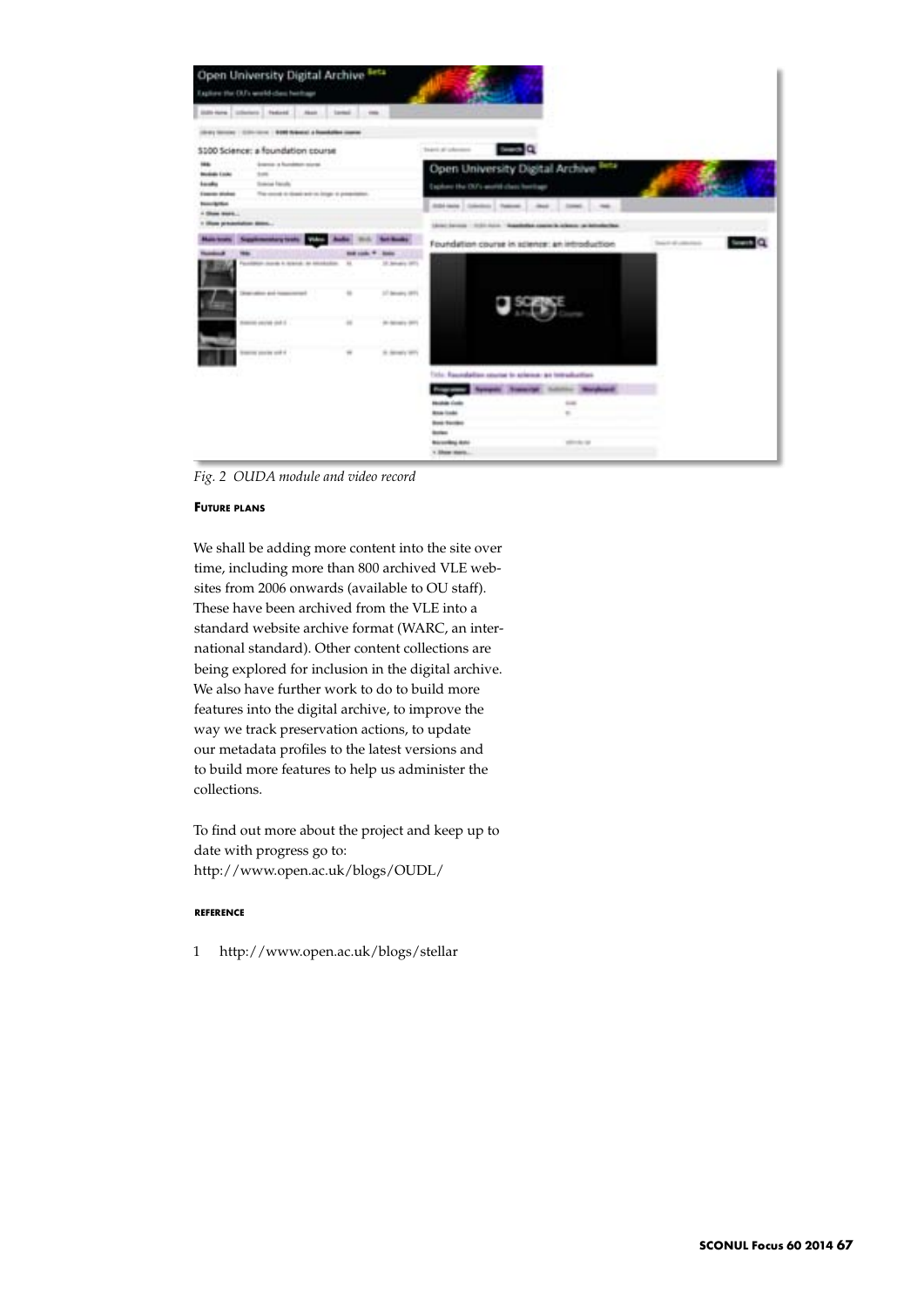*Fig. 2 OUDA module and video record*

## Future plans

We shall be adding more content into the site over time, including more than 800 archived VLE websites from 2006 onwards (available to OU staff). These have been archived from the VLE into a standard website archive format (WARC, an international standard). Other content collections are being explored for inclusion in the digital archive. We also have further work to do to build more features into the digital archive, to improve the way we track preservation actions, to update our metadata profiles to the latest versions and to build more features to help us administer the collections.

To find out more about the project and keep up to date with progress go to:
http://www.open.ac.uk/blogs/OUDL/

### Reference

1 http://www.open.ac.uk/blogs/stellar